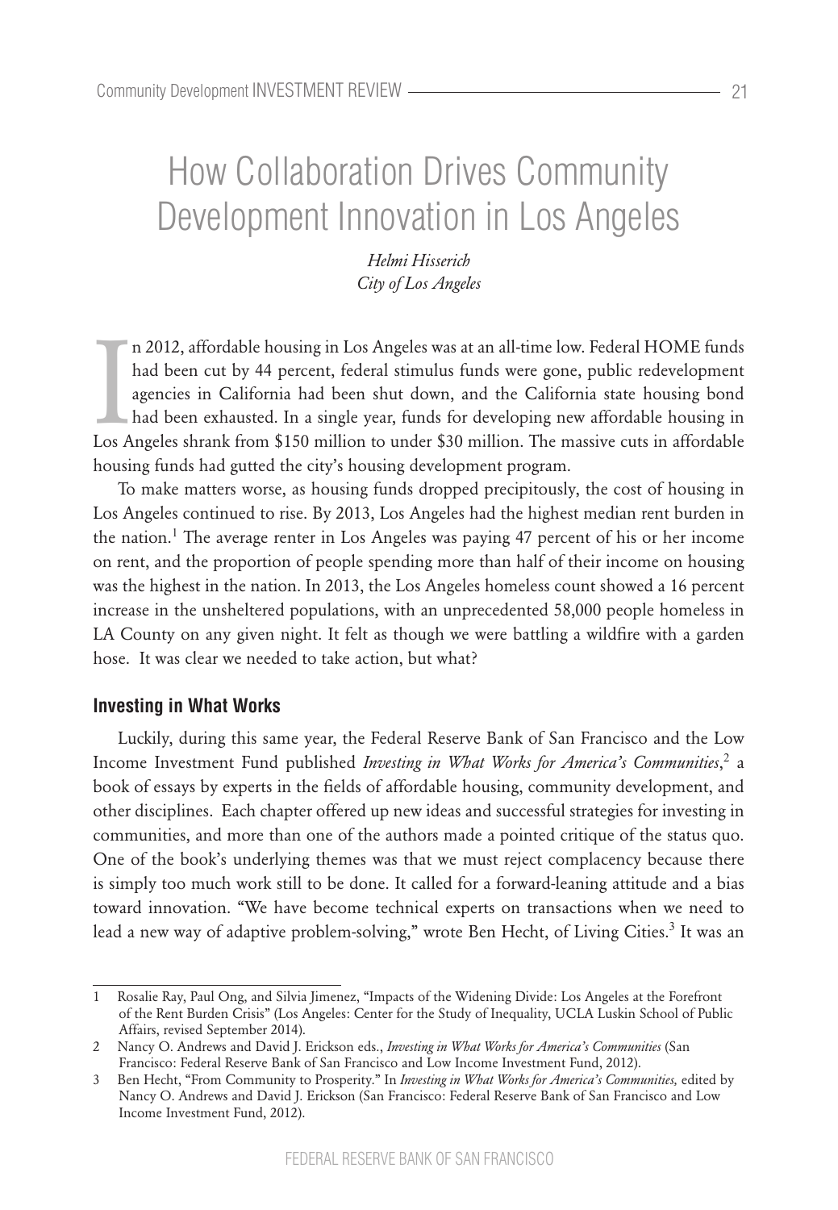# How Collaboration Drives Community Development Innovation in Los Angeles

*Helmi Hisserich*
*City of Los Angeles*

In 2012, affordable housing in Los Angeles was at an all-time low. Federal HOME funds had been cut by 44 percent, federal stimulus funds were gone, public redevelopment agencies in California had been shut down, and the California state housing bond had been exhausted. In a single year, funds for developing new affordable housing in Los Angeles shrank from $150 million to under $30 million. The massive cuts in affordable housing funds had gutted the city's housing development program.

To make matters worse, as housing funds dropped precipitously, the cost of housing in Los Angeles continued to rise. By 2013, Los Angeles had the highest median rent burden in the nation.[1] The average renter in Los Angeles was paying 47 percent of his or her income on rent, and the proportion of people spending more than half of their income on housing was the highest in the nation. In 2013, the Los Angeles homeless count showed a 16 percent increase in the unsheltered populations, with an unprecedented 58,000 people homeless in LA County on any given night. It felt as though we were battling a wildfire with a garden hose. It was clear we needed to take action, but what?

## Investing in What Works

Luckily, during this same year, the Federal Reserve Bank of San Francisco and the Low Income Investment Fund published *Investing in What Works for America's Communities*,[2] a book of essays by experts in the fields of affordable housing, community development, and other disciplines. Each chapter offered up new ideas and successful strategies for investing in communities, and more than one of the authors made a pointed critique of the status quo. One of the book's underlying themes was that we must reject complacency because there is simply too much work still to be done. It called for a forward-leaning attitude and a bias toward innovation. "We have become technical experts on transactions when we need to lead a new way of adaptive problem-solving," wrote Ben Hecht, of Living Cities.[3] It was an

---

1 Rosalie Ray, Paul Ong, and Silvia Jimenez, "Impacts of the Widening Divide: Los Angeles at the Forefront of the Rent Burden Crisis" (Los Angeles: Center for the Study of Inequality, UCLA Luskin School of Public Affairs, revised September 2014).

2 Nancy O. Andrews and David J. Erickson eds., *Investing in What Works for America's Communities* (San Francisco: Federal Reserve Bank of San Francisco and Low Income Investment Fund, 2012).

3 Ben Hecht, "From Community to Prosperity." In *Investing in What Works for America's Communities,* edited by Nancy O. Andrews and David J. Erickson (San Francisco: Federal Reserve Bank of San Francisco and Low Income Investment Fund, 2012).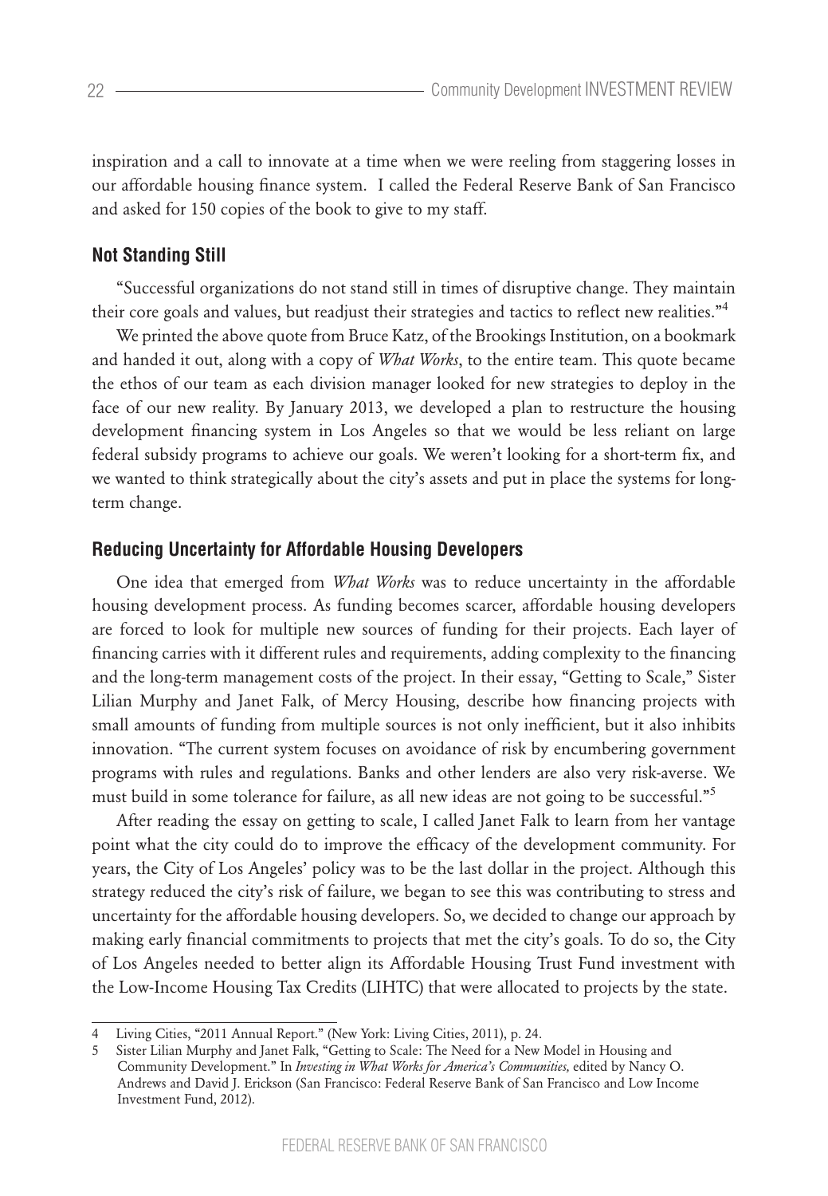inspiration and a call to innovate at a time when we were reeling from staggering losses in our affordable housing finance system. I called the Federal Reserve Bank of San Francisco and asked for 150 copies of the book to give to my staff.

### Not Standing Still

"Successful organizations do not stand still in times of disruptive change. They maintain their core goals and values, but readjust their strategies and tactics to reflect new realities."[4]

We printed the above quote from Bruce Katz, of the Brookings Institution, on a bookmark and handed it out, along with a copy of *What Works*, to the entire team. This quote became the ethos of our team as each division manager looked for new strategies to deploy in the face of our new reality. By January 2013, we developed a plan to restructure the housing development financing system in Los Angeles so that we would be less reliant on large federal subsidy programs to achieve our goals. We weren't looking for a short-term fix, and we wanted to think strategically about the city's assets and put in place the systems for long-term change.

### Reducing Uncertainty for Affordable Housing Developers

One idea that emerged from *What Works* was to reduce uncertainty in the affordable housing development process. As funding becomes scarcer, affordable housing developers are forced to look for multiple new sources of funding for their projects. Each layer of financing carries with it different rules and requirements, adding complexity to the financing and the long-term management costs of the project. In their essay, "Getting to Scale," Sister Lilian Murphy and Janet Falk, of Mercy Housing, describe how financing projects with small amounts of funding from multiple sources is not only inefficient, but it also inhibits innovation. "The current system focuses on avoidance of risk by encumbering government programs with rules and regulations. Banks and other lenders are also very risk-averse. We must build in some tolerance for failure, as all new ideas are not going to be successful."[5]

After reading the essay on getting to scale, I called Janet Falk to learn from her vantage point what the city could do to improve the efficacy of the development community. For years, the City of Los Angeles' policy was to be the last dollar in the project. Although this strategy reduced the city's risk of failure, we began to see this was contributing to stress and uncertainty for the affordable housing developers. So, we decided to change our approach by making early financial commitments to projects that met the city's goals. To do so, the City of Los Angeles needed to better align its Affordable Housing Trust Fund investment with the Low-Income Housing Tax Credits (LIHTC) that were allocated to projects by the state.

---

4 Living Cities, "2011 Annual Report." (New York: Living Cities, 2011), p. 24.

5 Sister Lilian Murphy and Janet Falk, "Getting to Scale: The Need for a New Model in Housing and Community Development." In *Investing in What Works for America's Communities,* edited by Nancy O. Andrews and David J. Erickson (San Francisco: Federal Reserve Bank of San Francisco and Low Income Investment Fund, 2012).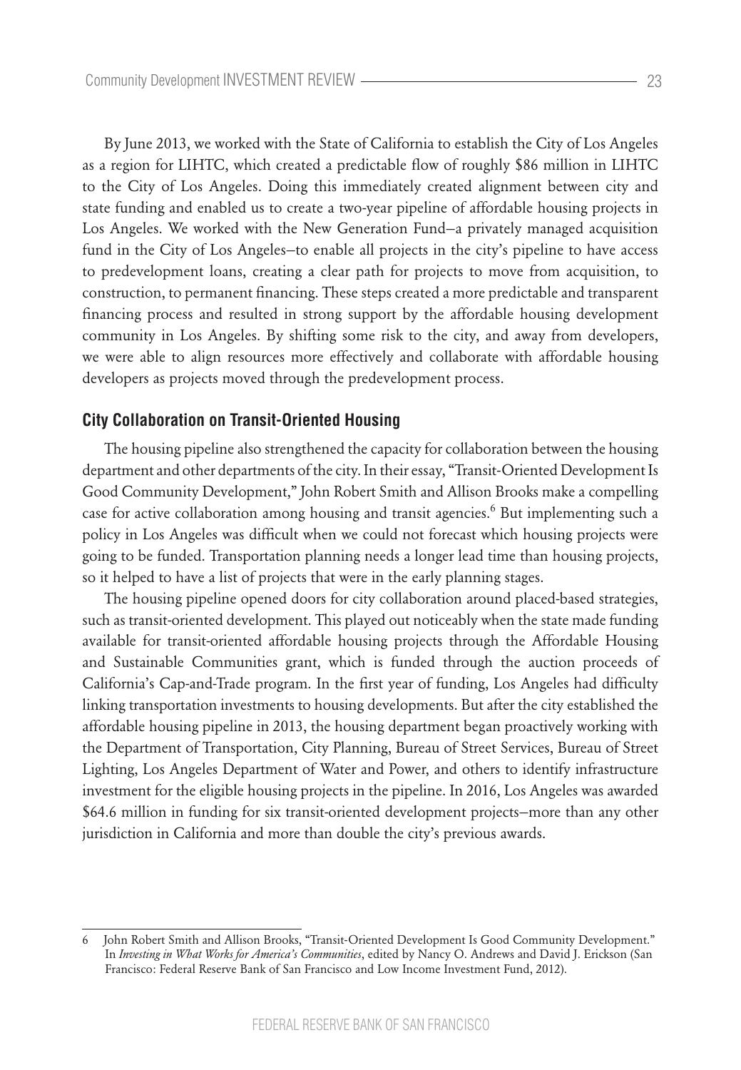By June 2013, we worked with the State of California to establish the City of Los Angeles as a region for LIHTC, which created a predictable flow of roughly \$86 million in LIHTC to the City of Los Angeles. Doing this immediately created alignment between city and state funding and enabled us to create a two-year pipeline of affordable housing projects in Los Angeles. We worked with the New Generation Fund—a privately managed acquisition fund in the City of Los Angeles—to enable all projects in the city's pipeline to have access to predevelopment loans, creating a clear path for projects to move from acquisition, to construction, to permanent financing. These steps created a more predictable and transparent financing process and resulted in strong support by the affordable housing development community in Los Angeles. By shifting some risk to the city, and away from developers, we were able to align resources more effectively and collaborate with affordable housing developers as projects moved through the predevelopment process.

## City Collaboration on Transit-Oriented Housing

The housing pipeline also strengthened the capacity for collaboration between the housing department and other departments of the city. In their essay, "Transit-Oriented Development Is Good Community Development," John Robert Smith and Allison Brooks make a compelling case for active collaboration among housing and transit agencies.[6] But implementing such a policy in Los Angeles was difficult when we could not forecast which housing projects were going to be funded. Transportation planning needs a longer lead time than housing projects, so it helped to have a list of projects that were in the early planning stages.

The housing pipeline opened doors for city collaboration around placed-based strategies, such as transit-oriented development. This played out noticeably when the state made funding available for transit-oriented affordable housing projects through the Affordable Housing and Sustainable Communities grant, which is funded through the auction proceeds of California's Cap-and-Trade program. In the first year of funding, Los Angeles had difficulty linking transportation investments to housing developments. But after the city established the affordable housing pipeline in 2013, the housing department began proactively working with the Department of Transportation, City Planning, Bureau of Street Services, Bureau of Street Lighting, Los Angeles Department of Water and Power, and others to identify infrastructure investment for the eligible housing projects in the pipeline. In 2016, Los Angeles was awarded \$64.6 million in funding for six transit-oriented development projects—more than any other jurisdiction in California and more than double the city's previous awards.

---

6 John Robert Smith and Allison Brooks, "Transit-Oriented Development Is Good Community Development." In *Investing in What Works for America's Communities*, edited by Nancy O. Andrews and David J. Erickson (San Francisco: Federal Reserve Bank of San Francisco and Low Income Investment Fund, 2012).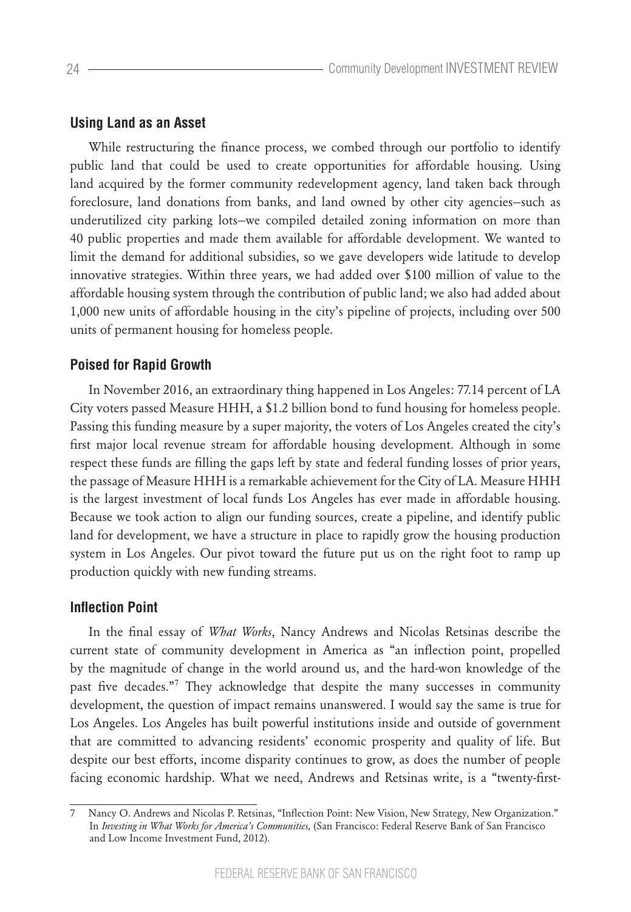### Using Land as an Asset

While restructuring the finance process, we combed through our portfolio to identify public land that could be used to create opportunities for affordable housing. Using land acquired by the former community redevelopment agency, land taken back through foreclosure, land donations from banks, and land owned by other city agencies–such as underutilized city parking lots–we compiled detailed zoning information on more than 40 public properties and made them available for affordable development. We wanted to limit the demand for additional subsidies, so we gave developers wide latitude to develop innovative strategies. Within three years, we had added over $100 million of value to the affordable housing system through the contribution of public land; we also had added about 1,000 new units of affordable housing in the city's pipeline of projects, including over 500 units of permanent housing for homeless people.

### Poised for Rapid Growth

In November 2016, an extraordinary thing happened in Los Angeles: 77.14 percent of LA City voters passed Measure HHH, a $1.2 billion bond to fund housing for homeless people. Passing this funding measure by a super majority, the voters of Los Angeles created the city's first major local revenue stream for affordable housing development. Although in some respect these funds are filling the gaps left by state and federal funding losses of prior years, the passage of Measure HHH is a remarkable achievement for the City of LA. Measure HHH is the largest investment of local funds Los Angeles has ever made in affordable housing. Because we took action to align our funding sources, create a pipeline, and identify public land for development, we have a structure in place to rapidly grow the housing production system in Los Angeles. Our pivot toward the future put us on the right foot to ramp up production quickly with new funding streams.

### Inflection Point

In the final essay of *What Works*, Nancy Andrews and Nicolas Retsinas describe the current state of community development in America as "an inflection point, propelled by the magnitude of change in the world around us, and the hard-won knowledge of the past five decades."[7] They acknowledge that despite the many successes in community development, the question of impact remains unanswered. I would say the same is true for Los Angeles. Los Angeles has built powerful institutions inside and outside of government that are committed to advancing residents' economic prosperity and quality of life. But despite our best efforts, income disparity continues to grow, as does the number of people facing economic hardship. What we need, Andrews and Retsinas write, is a "twenty-first-

---

7 Nancy O. Andrews and Nicolas P. Retsinas, "Inflection Point: New Vision, New Strategy, New Organization." In *Investing in What Works for America's Communities,* (San Francisco: Federal Reserve Bank of San Francisco and Low Income Investment Fund, 2012).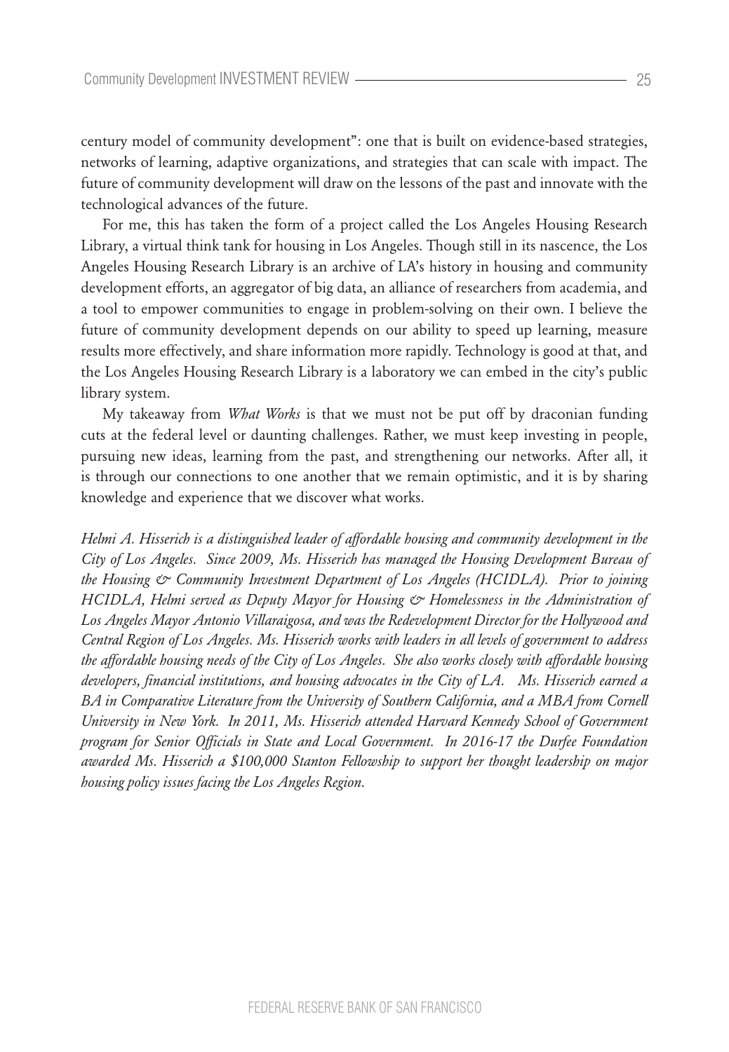century model of community development": one that is built on evidence-based strategies, networks of learning, adaptive organizations, and strategies that can scale with impact. The future of community development will draw on the lessons of the past and innovate with the technological advances of the future.

For me, this has taken the form of a project called the Los Angeles Housing Research Library, a virtual think tank for housing in Los Angeles. Though still in its nascence, the Los Angeles Housing Research Library is an archive of LA's history in housing and community development efforts, an aggregator of big data, an alliance of researchers from academia, and a tool to empower communities to engage in problem-solving on their own. I believe the future of community development depends on our ability to speed up learning, measure results more effectively, and share information more rapidly. Technology is good at that, and the Los Angeles Housing Research Library is a laboratory we can embed in the city's public library system.

My takeaway from *What Works* is that we must not be put off by draconian funding cuts at the federal level or daunting challenges. Rather, we must keep investing in people, pursuing new ideas, learning from the past, and strengthening our networks. After all, it is through our connections to one another that we remain optimistic, and it is by sharing knowledge and experience that we discover what works.

*Helmi A. Hisserich is a distinguished leader of affordable housing and community development in the City of Los Angeles. Since 2009, Ms. Hisserich has managed the Housing Development Bureau of the Housing & Community Investment Department of Los Angeles (HCIDLA). Prior to joining HCIDLA, Helmi served as Deputy Mayor for Housing & Homelessness in the Administration of Los Angeles Mayor Antonio Villaraigosa, and was the Redevelopment Director for the Hollywood and Central Region of Los Angeles. Ms. Hisserich works with leaders in all levels of government to address the affordable housing needs of the City of Los Angeles. She also works closely with affordable housing developers, financial institutions, and housing advocates in the City of LA. Ms. Hisserich earned a BA in Comparative Literature from the University of Southern California, and a MBA from Cornell University in New York. In 2011, Ms. Hisserich attended Harvard Kennedy School of Government program for Senior Officials in State and Local Government. In 2016-17 the Durfee Foundation awarded Ms. Hisserich a $100,000 Stanton Fellowship to support her thought leadership on major housing policy issues facing the Los Angeles Region.*